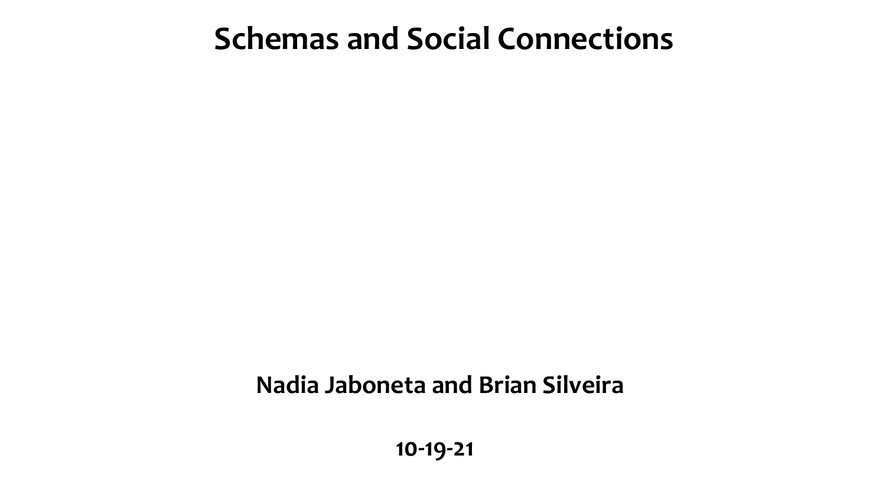# Schemas and Social Connections

**Nadia Jaboneta and Brian Silveira**

**10-19-21**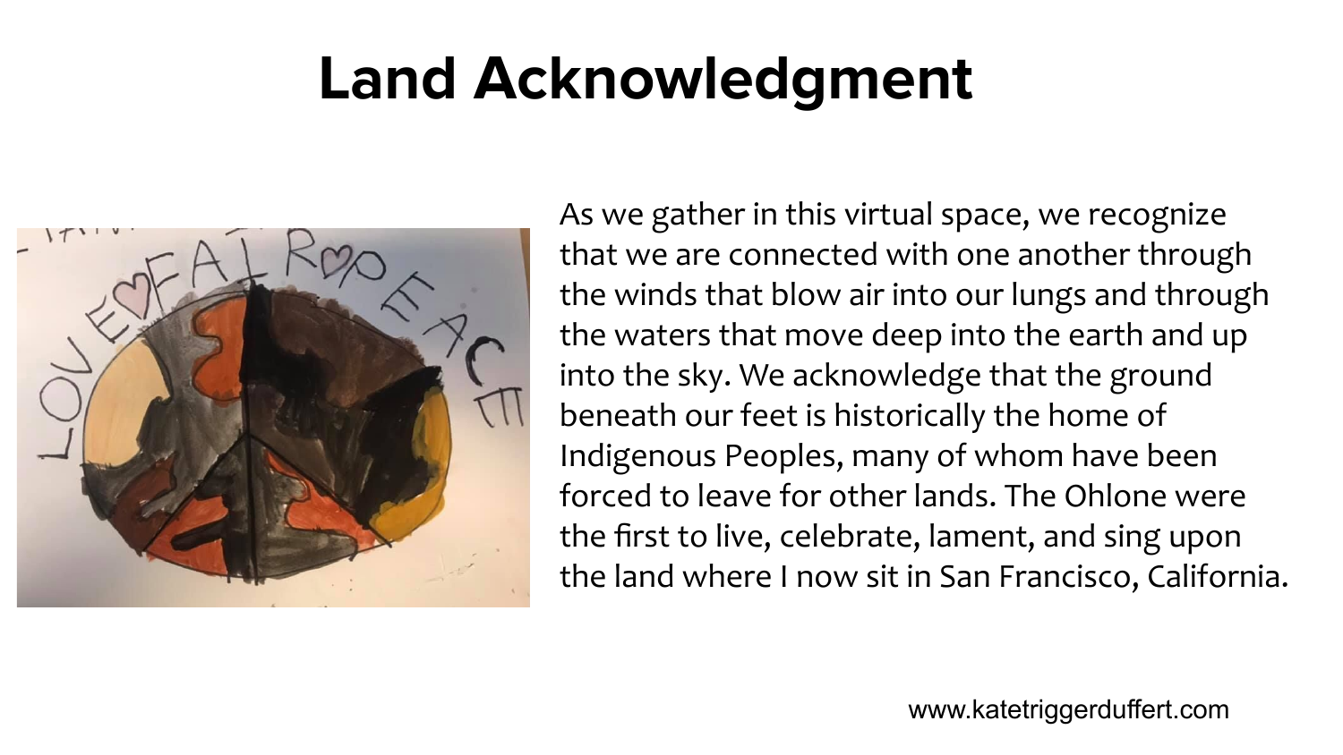# Land Acknowledgment

As we gather in this virtual space, we recognize that we are connected with one another through the winds that blow air into our lungs and through the waters that move deep into the earth and up into the sky. We acknowledge that the ground beneath our feet is historically the home of Indigenous Peoples, many of whom have been forced to leave for other lands. The Ohlone were the first to live, celebrate, lament, and sing upon the land where I now sit in San Francisco, California.

www.katetriggerduffert.com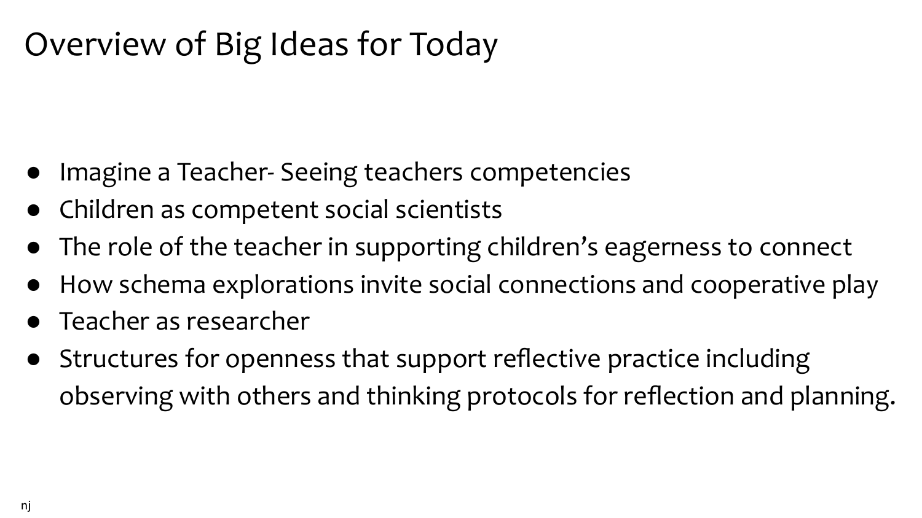# Overview of Big Ideas for Today

- Imagine a Teacher- Seeing teachers competencies
- Children as competent social scientists
- The role of the teacher in supporting children's eagerness to connect
- How schema explorations invite social connections and cooperative play
- Teacher as researcher
- Structures for openness that support reflective practice including observing with others and thinking protocols for reflection and planning.

nj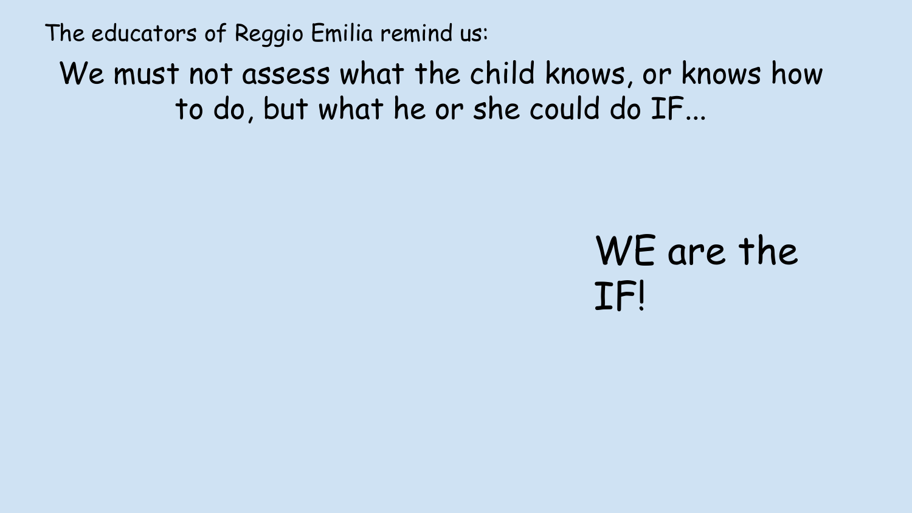The educators of Reggio Emilia remind us:

We must not assess what the child knows, or knows how to do, but what he or she could do IF...

WE are the IF!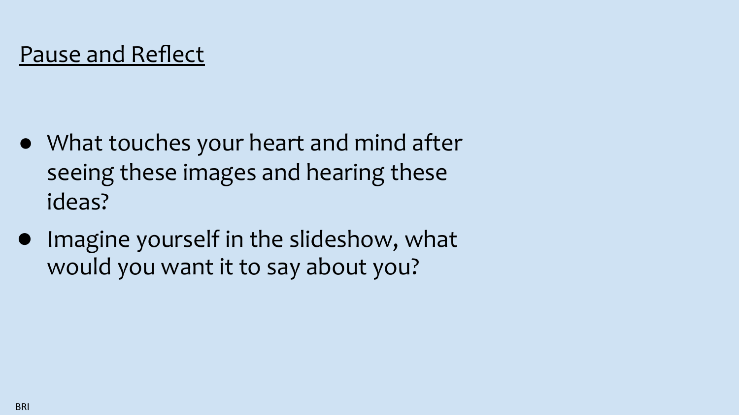## Pause and Reflect

- What touches your heart and mind after seeing these images and hearing these ideas?
- Imagine yourself in the slideshow, what would you want it to say about you?

BRI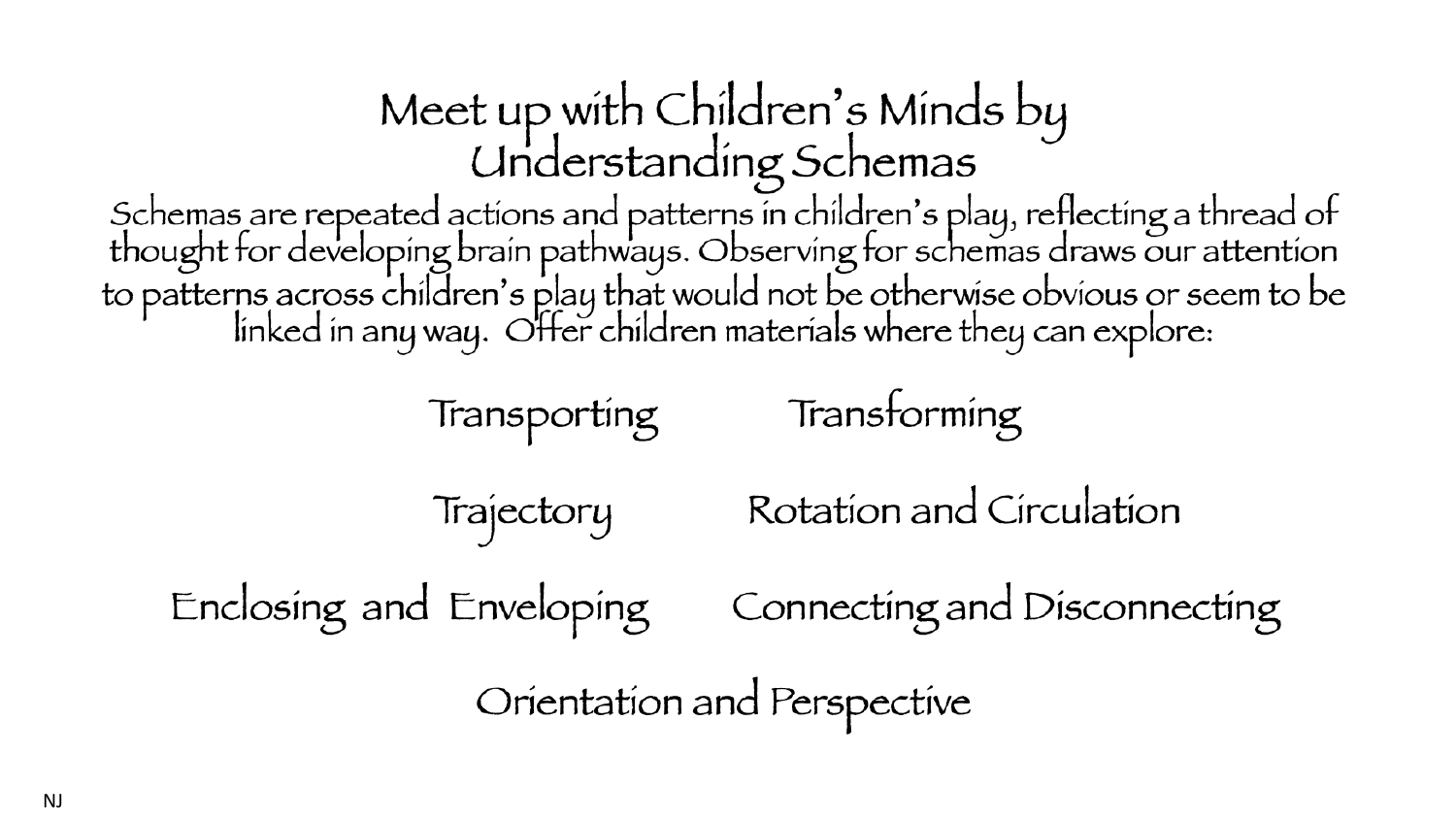# Meet up with Children's Minds by Understanding Schemas

Schemas are repeated actions and patterns in children's play, reflecting a thread of thought for developing brain pathways. Observing for schemas draws our attention to patterns across children's play that would not be otherwise obvious or seem to be linked in any way. Offer children materials where they can explore:

- Transporting
- Transforming
- Trajectory
- Rotation and Circulation
- Enclosing and Enveloping
- Connecting and Disconnecting
- Orientation and Perspective

NJ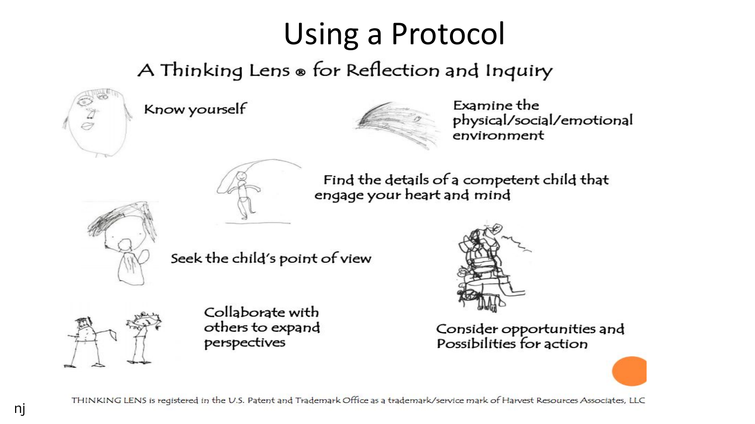# Using a Protocol

## A Thinking Lens ® for Reflection and Inquiry

Know yourself

Examine the physical/social/emotional environment

Find the details of a competent child that engage your heart and mind

Seek the child's point of view

Collaborate with others to expand perspectives

Consider opportunities and Possibilities for action

THINKING LENS is registered in the U.S. Patent and Trademark Office as a trademark/service mark of Harvest Resources Associates, LLC

nj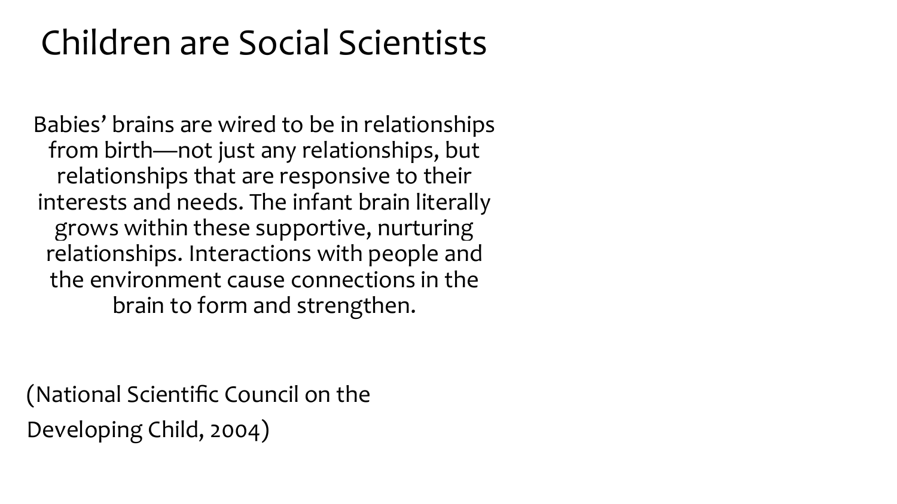# Children are Social Scientists

Babies' brains are wired to be in relationships from birth—not just any relationships, but relationships that are responsive to their interests and needs. The infant brain literally grows within these supportive, nurturing relationships. Interactions with people and the environment cause connections in the brain to form and strengthen.

(National Scientific Council on the Developing Child, 2004)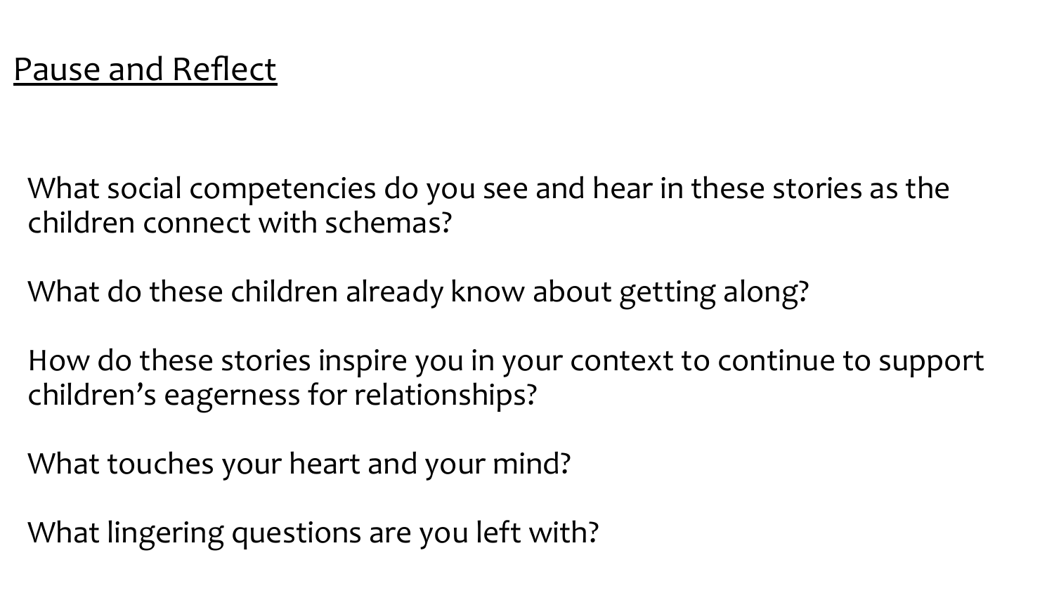## Pause and Reflect

What social competencies do you see and hear in these stories as the children connect with schemas?

What do these children already know about getting along?

How do these stories inspire you in your context to continue to support children's eagerness for relationships?

What touches your heart and your mind?

What lingering questions are you left with?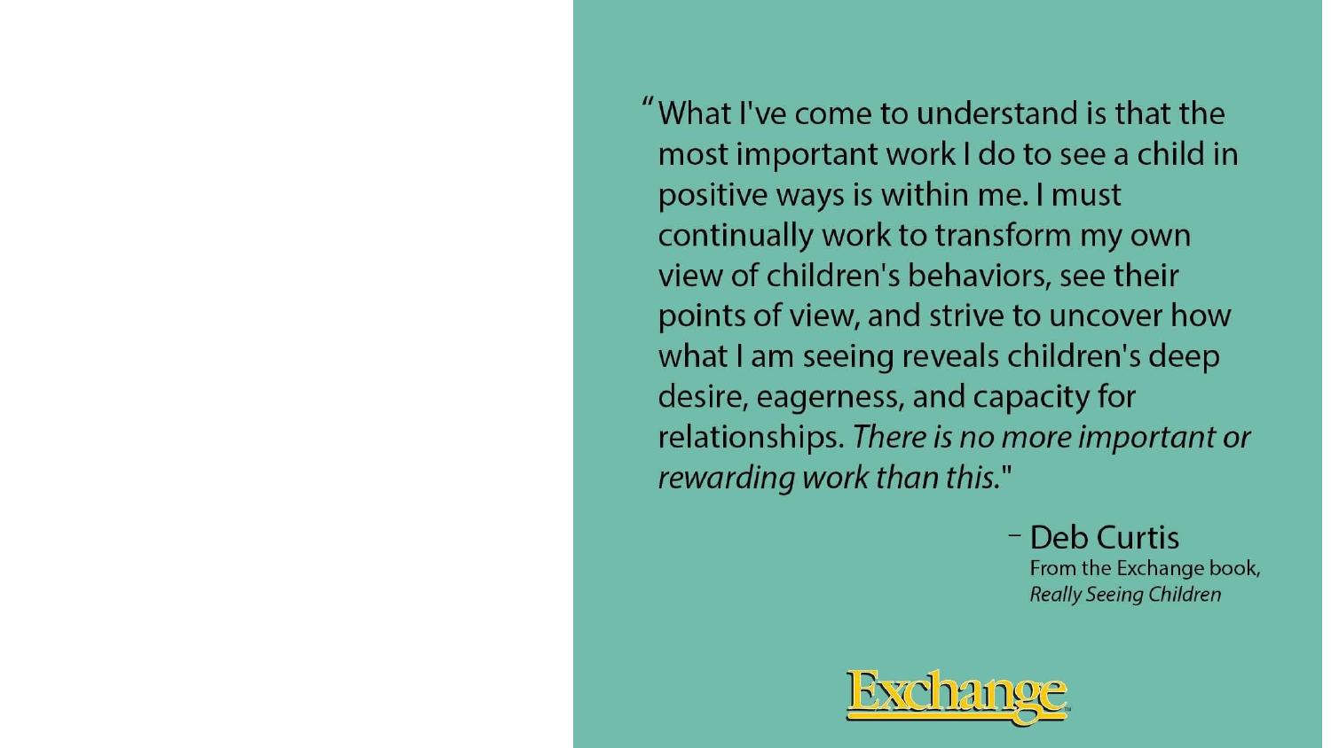"What I've come to understand is that the most important work I do to see a child in positive ways is within me. I must continually work to transform my own view of children's behaviors, see their points of view, and strive to uncover how what I am seeing reveals children's deep desire, eagerness, and capacity for relationships. *There is no more important or rewarding work than this.*"

– Deb Curtis
From the Exchange book, *Really Seeing Children*

Exchange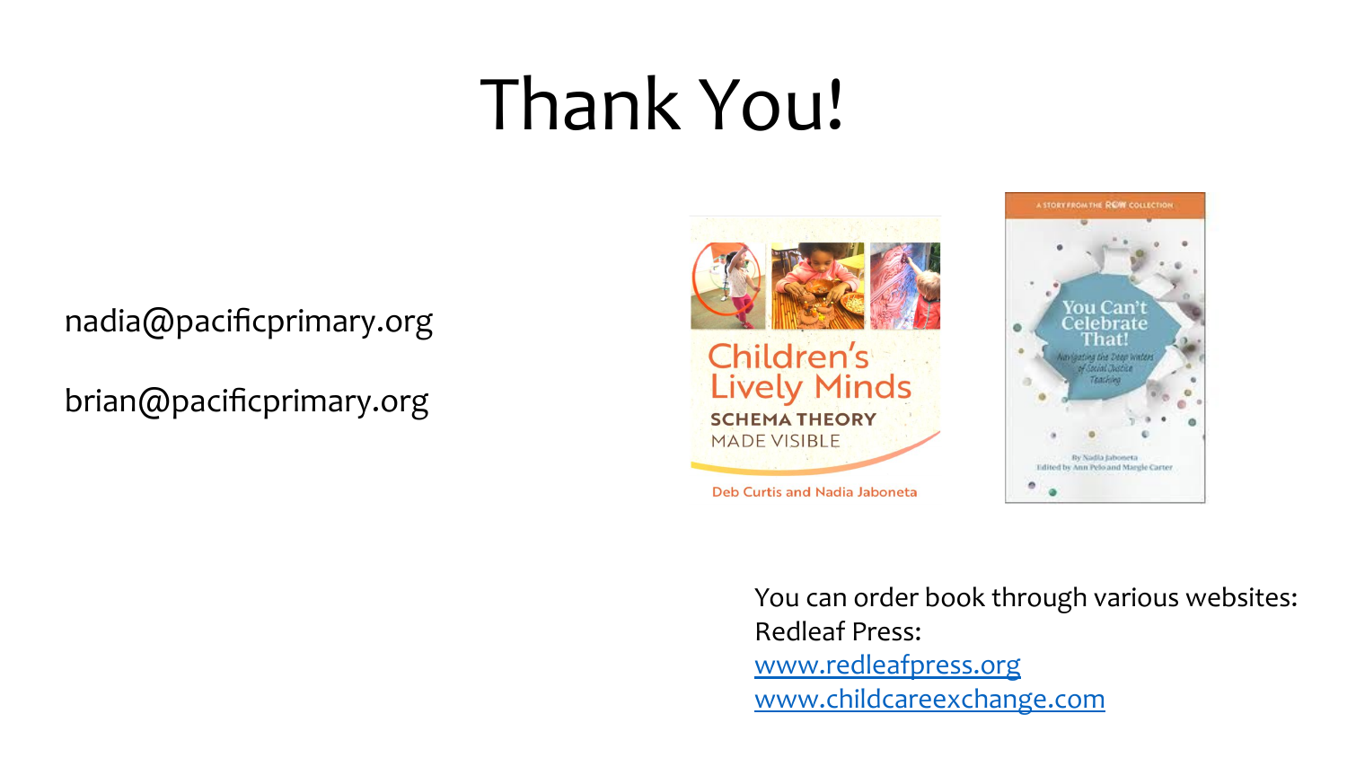# Thank You!

nadia@pacificprimary.org

brian@pacificprimary.org

You can order book through various websites:
Redleaf Press:
www.redleafpress.org
www.childcareexchange.com